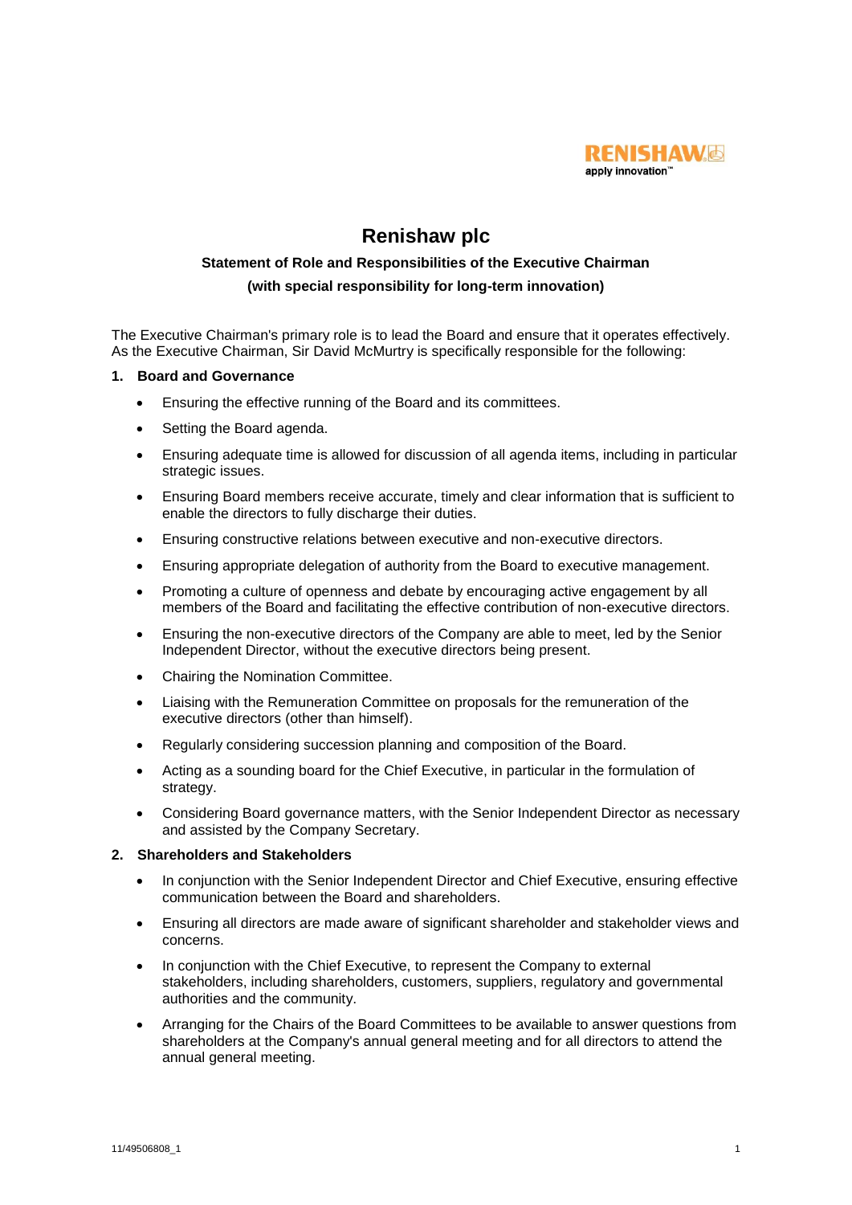RENISHAW
apply innovation™

# Renishaw plc

**Statement of Role and Responsibilities of the Executive Chairman**
**(with special responsibility for long-term innovation)**

The Executive Chairman's primary role is to lead the Board and ensure that it operates effectively. As the Executive Chairman, Sir David McMurtry is specifically responsible for the following:

## 1. Board and Governance

- Ensuring the effective running of the Board and its committees.
- Setting the Board agenda.
- Ensuring adequate time is allowed for discussion of all agenda items, including in particular strategic issues.
- Ensuring Board members receive accurate, timely and clear information that is sufficient to enable the directors to fully discharge their duties.
- Ensuring constructive relations between executive and non-executive directors.
- Ensuring appropriate delegation of authority from the Board to executive management.
- Promoting a culture of openness and debate by encouraging active engagement by all members of the Board and facilitating the effective contribution of non-executive directors.
- Ensuring the non-executive directors of the Company are able to meet, led by the Senior Independent Director, without the executive directors being present.
- Chairing the Nomination Committee.
- Liaising with the Remuneration Committee on proposals for the remuneration of the executive directors (other than himself).
- Regularly considering succession planning and composition of the Board.
- Acting as a sounding board for the Chief Executive, in particular in the formulation of strategy.
- Considering Board governance matters, with the Senior Independent Director as necessary and assisted by the Company Secretary.

## 2. Shareholders and Stakeholders

- In conjunction with the Senior Independent Director and Chief Executive, ensuring effective communication between the Board and shareholders.
- Ensuring all directors are made aware of significant shareholder and stakeholder views and concerns.
- In conjunction with the Chief Executive, to represent the Company to external stakeholders, including shareholders, customers, suppliers, regulatory and governmental authorities and the community.
- Arranging for the Chairs of the Board Committees to be available to answer questions from shareholders at the Company's annual general meeting and for all directors to attend the annual general meeting.

11/49506808_1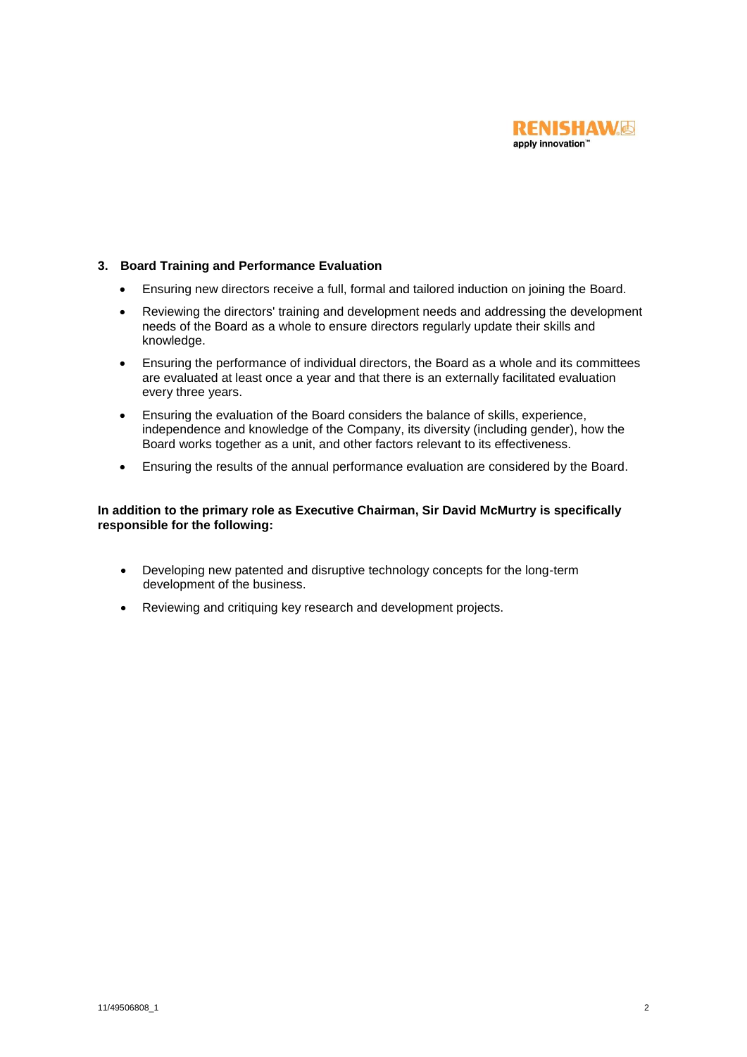### 3. Board Training and Performance Evaluation

- Ensuring new directors receive a full, formal and tailored induction on joining the Board.
- Reviewing the directors' training and development needs and addressing the development needs of the Board as a whole to ensure directors regularly update their skills and knowledge.
- Ensuring the performance of individual directors, the Board as a whole and its committees are evaluated at least once a year and that there is an externally facilitated evaluation every three years.
- Ensuring the evaluation of the Board considers the balance of skills, experience, independence and knowledge of the Company, its diversity (including gender), how the Board works together as a unit, and other factors relevant to its effectiveness.
- Ensuring the results of the annual performance evaluation are considered by the Board.

**In addition to the primary role as Executive Chairman, Sir David McMurtry is specifically responsible for the following:**

- Developing new patented and disruptive technology concepts for the long-term development of the business.
- Reviewing and critiquing key research and development projects.